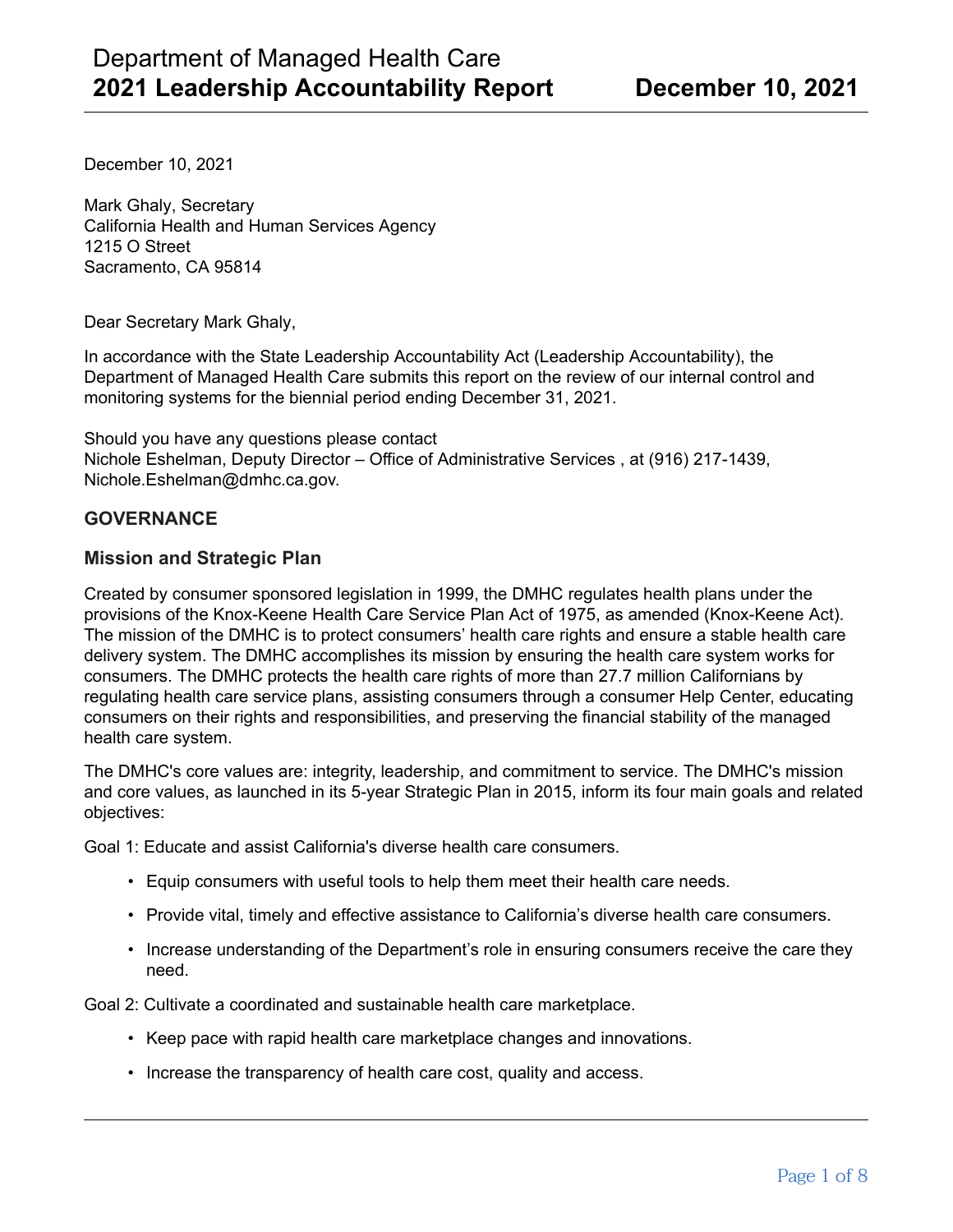# Department of Managed Health Care
# 2021 Leadership Accountability Report

**December 10, 2021**

December 10, 2021

Mark Ghaly, Secretary
California Health and Human Services Agency
1215 O Street
Sacramento, CA 95814

Dear Secretary Mark Ghaly,

In accordance with the State Leadership Accountability Act (Leadership Accountability), the Department of Managed Health Care submits this report on the review of our internal control and monitoring systems for the biennial period ending December 31, 2021.

Should you have any questions please contact
Nichole Eshelman, Deputy Director – Office of Administrative Services , at (916) 217-1439, Nichole.Eshelman@dmhc.ca.gov.

## GOVERNANCE

### Mission and Strategic Plan

Created by consumer sponsored legislation in 1999, the DMHC regulates health plans under the provisions of the Knox-Keene Health Care Service Plan Act of 1975, as amended (Knox-Keene Act). The mission of the DMHC is to protect consumers' health care rights and ensure a stable health care delivery system. The DMHC accomplishes its mission by ensuring the health care system works for consumers. The DMHC protects the health care rights of more than 27.7 million Californians by regulating health care service plans, assisting consumers through a consumer Help Center, educating consumers on their rights and responsibilities, and preserving the financial stability of the managed health care system.

The DMHC's core values are: integrity, leadership, and commitment to service. The DMHC's mission and core values, as launched in its 5-year Strategic Plan in 2015, inform its four main goals and related objectives:

Goal 1: Educate and assist California's diverse health care consumers.

- Equip consumers with useful tools to help them meet their health care needs.
- Provide vital, timely and effective assistance to California's diverse health care consumers.
- Increase understanding of the Department's role in ensuring consumers receive the care they need.

Goal 2: Cultivate a coordinated and sustainable health care marketplace.

- Keep pace with rapid health care marketplace changes and innovations.
- Increase the transparency of health care cost, quality and access.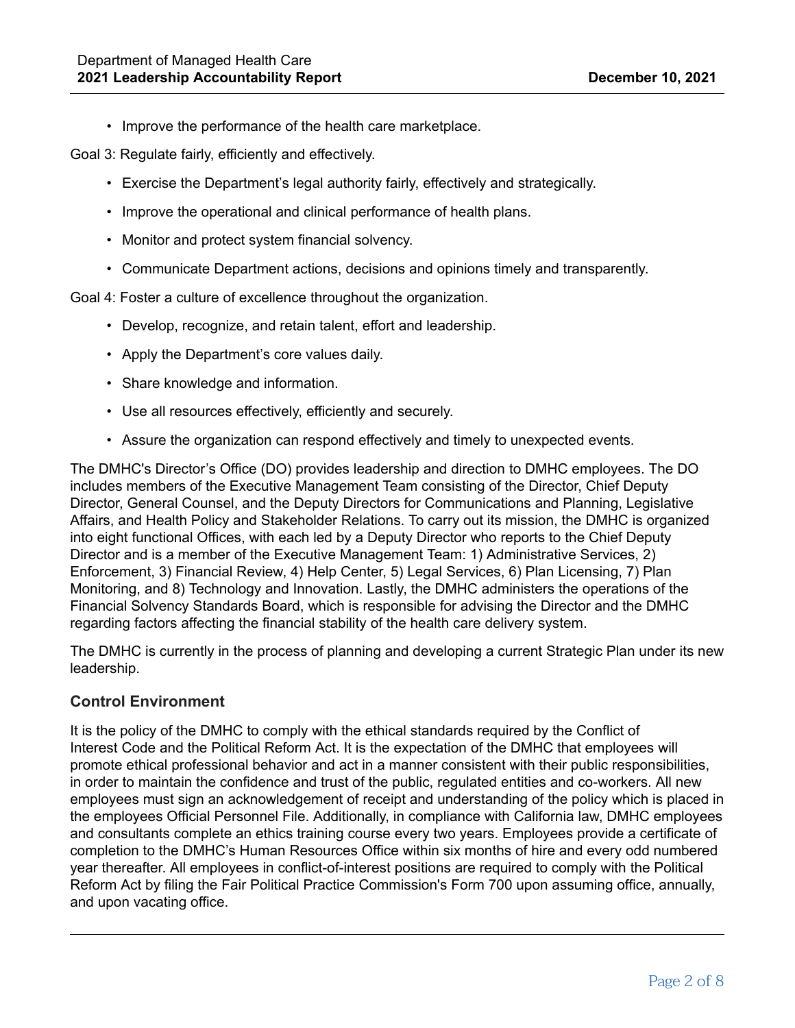- Improve the performance of the health care marketplace.

Goal 3: Regulate fairly, efficiently and effectively.

- Exercise the Department's legal authority fairly, effectively and strategically.
- Improve the operational and clinical performance of health plans.
- Monitor and protect system financial solvency.
- Communicate Department actions, decisions and opinions timely and transparently.

Goal 4: Foster a culture of excellence throughout the organization.

- Develop, recognize, and retain talent, effort and leadership.
- Apply the Department's core values daily.
- Share knowledge and information.
- Use all resources effectively, efficiently and securely.
- Assure the organization can respond effectively and timely to unexpected events.

The DMHC's Director's Office (DO) provides leadership and direction to DMHC employees. The DO includes members of the Executive Management Team consisting of the Director, Chief Deputy Director, General Counsel, and the Deputy Directors for Communications and Planning, Legislative Affairs, and Health Policy and Stakeholder Relations. To carry out its mission, the DMHC is organized into eight functional Offices, with each led by a Deputy Director who reports to the Chief Deputy Director and is a member of the Executive Management Team: 1) Administrative Services, 2) Enforcement, 3) Financial Review, 4) Help Center, 5) Legal Services, 6) Plan Licensing, 7) Plan Monitoring, and 8) Technology and Innovation. Lastly, the DMHC administers the operations of the Financial Solvency Standards Board, which is responsible for advising the Director and the DMHC regarding factors affecting the financial stability of the health care delivery system.

The DMHC is currently in the process of planning and developing a current Strategic Plan under its new leadership.

## Control Environment

It is the policy of the DMHC to comply with the ethical standards required by the Conflict of Interest Code and the Political Reform Act. It is the expectation of the DMHC that employees will promote ethical professional behavior and act in a manner consistent with their public responsibilities, in order to maintain the confidence and trust of the public, regulated entities and co-workers. All new employees must sign an acknowledgement of receipt and understanding of the policy which is placed in the employees Official Personnel File. Additionally, in compliance with California law, DMHC employees and consultants complete an ethics training course every two years. Employees provide a certificate of completion to the DMHC's Human Resources Office within six months of hire and every odd numbered year thereafter. All employees in conflict-of-interest positions are required to comply with the Political Reform Act by filing the Fair Political Practice Commission's Form 700 upon assuming office, annually, and upon vacating office.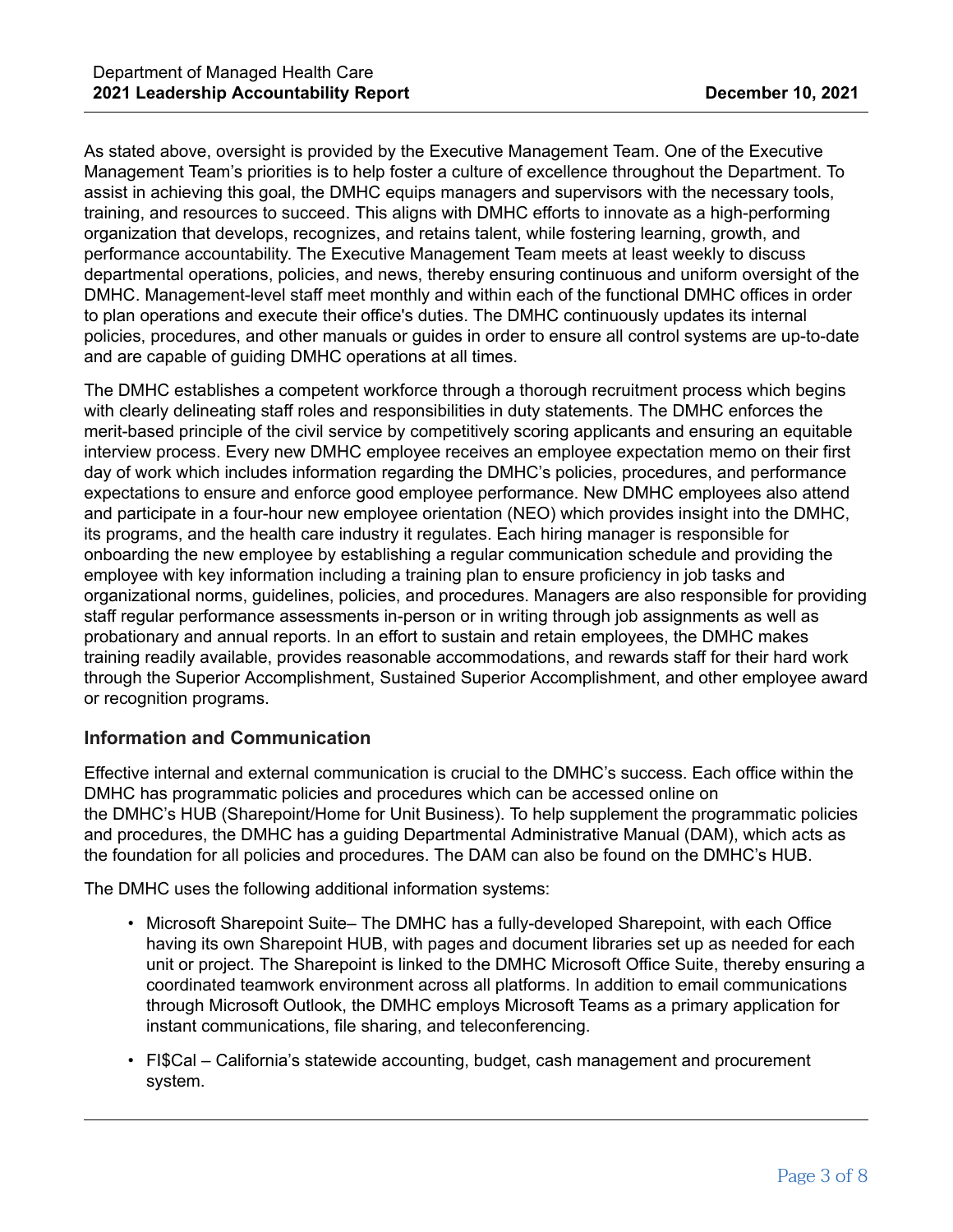As stated above, oversight is provided by the Executive Management Team. One of the Executive Management Team's priorities is to help foster a culture of excellence throughout the Department. To assist in achieving this goal, the DMHC equips managers and supervisors with the necessary tools, training, and resources to succeed. This aligns with DMHC efforts to innovate as a high-performing organization that develops, recognizes, and retains talent, while fostering learning, growth, and performance accountability. The Executive Management Team meets at least weekly to discuss departmental operations, policies, and news, thereby ensuring continuous and uniform oversight of the DMHC. Management-level staff meet monthly and within each of the functional DMHC offices in order to plan operations and execute their office's duties. The DMHC continuously updates its internal policies, procedures, and other manuals or guides in order to ensure all control systems are up-to-date and are capable of guiding DMHC operations at all times.

The DMHC establishes a competent workforce through a thorough recruitment process which begins with clearly delineating staff roles and responsibilities in duty statements. The DMHC enforces the merit-based principle of the civil service by competitively scoring applicants and ensuring an equitable interview process. Every new DMHC employee receives an employee expectation memo on their first day of work which includes information regarding the DMHC's policies, procedures, and performance expectations to ensure and enforce good employee performance. New DMHC employees also attend and participate in a four-hour new employee orientation (NEO) which provides insight into the DMHC, its programs, and the health care industry it regulates. Each hiring manager is responsible for onboarding the new employee by establishing a regular communication schedule and providing the employee with key information including a training plan to ensure proficiency in job tasks and organizational norms, guidelines, policies, and procedures. Managers are also responsible for providing staff regular performance assessments in-person or in writing through job assignments as well as probationary and annual reports. In an effort to sustain and retain employees, the DMHC makes training readily available, provides reasonable accommodations, and rewards staff for their hard work through the Superior Accomplishment, Sustained Superior Accomplishment, and other employee award or recognition programs.

### Information and Communication

Effective internal and external communication is crucial to the DMHC's success. Each office within the DMHC has programmatic policies and procedures which can be accessed online on the DMHC's HUB (Sharepoint/Home for Unit Business). To help supplement the programmatic policies and procedures, the DMHC has a guiding Departmental Administrative Manual (DAM), which acts as the foundation for all policies and procedures. The DAM can also be found on the DMHC's HUB.

The DMHC uses the following additional information systems:

- Microsoft Sharepoint Suite– The DMHC has a fully-developed Sharepoint, with each Office having its own Sharepoint HUB, with pages and document libraries set up as needed for each unit or project. The Sharepoint is linked to the DMHC Microsoft Office Suite, thereby ensuring a coordinated teamwork environment across all platforms. In addition to email communications through Microsoft Outlook, the DMHC employs Microsoft Teams as a primary application for instant communications, file sharing, and teleconferencing.
- FI$Cal – California's statewide accounting, budget, cash management and procurement system.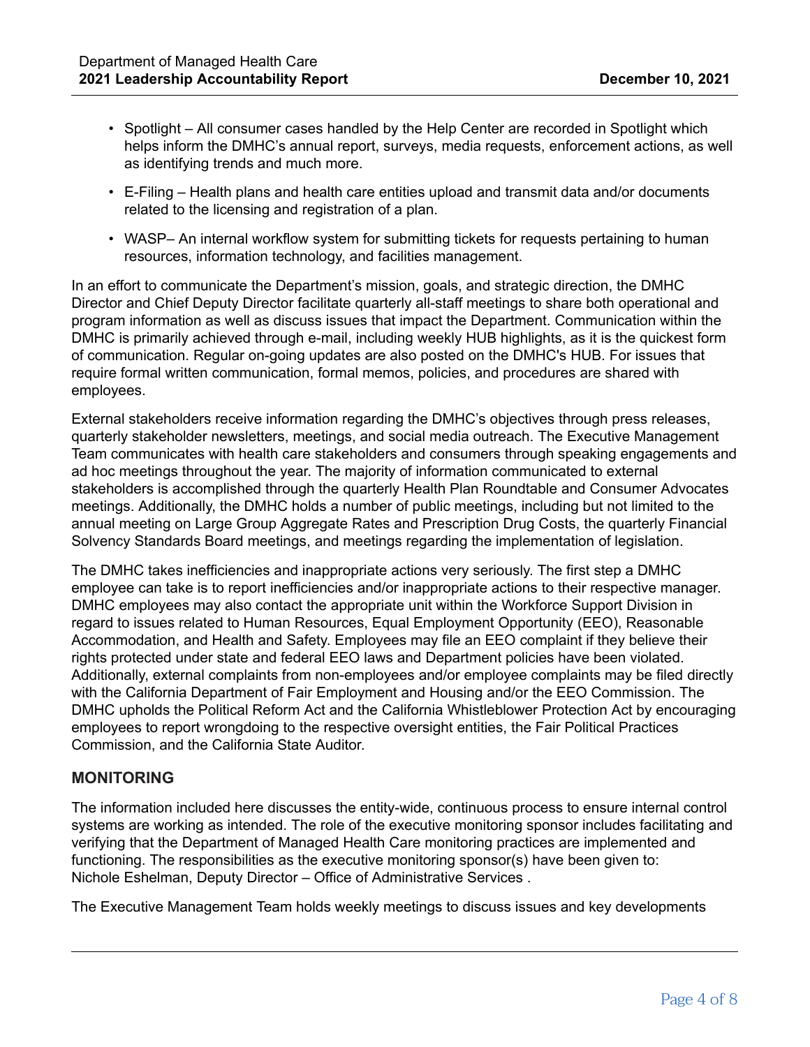- Spotlight – All consumer cases handled by the Help Center are recorded in Spotlight which helps inform the DMHC's annual report, surveys, media requests, enforcement actions, as well as identifying trends and much more.
- E-Filing – Health plans and health care entities upload and transmit data and/or documents related to the licensing and registration of a plan.
- WASP– An internal workflow system for submitting tickets for requests pertaining to human resources, information technology, and facilities management.

In an effort to communicate the Department's mission, goals, and strategic direction, the DMHC Director and Chief Deputy Director facilitate quarterly all-staff meetings to share both operational and program information as well as discuss issues that impact the Department. Communication within the DMHC is primarily achieved through e-mail, including weekly HUB highlights, as it is the quickest form of communication. Regular on-going updates are also posted on the DMHC's HUB. For issues that require formal written communication, formal memos, policies, and procedures are shared with employees.

External stakeholders receive information regarding the DMHC's objectives through press releases, quarterly stakeholder newsletters, meetings, and social media outreach. The Executive Management Team communicates with health care stakeholders and consumers through speaking engagements and ad hoc meetings throughout the year. The majority of information communicated to external stakeholders is accomplished through the quarterly Health Plan Roundtable and Consumer Advocates meetings. Additionally, the DMHC holds a number of public meetings, including but not limited to the annual meeting on Large Group Aggregate Rates and Prescription Drug Costs, the quarterly Financial Solvency Standards Board meetings, and meetings regarding the implementation of legislation.

The DMHC takes inefficiencies and inappropriate actions very seriously. The first step a DMHC employee can take is to report inefficiencies and/or inappropriate actions to their respective manager. DMHC employees may also contact the appropriate unit within the Workforce Support Division in regard to issues related to Human Resources, Equal Employment Opportunity (EEO), Reasonable Accommodation, and Health and Safety. Employees may file an EEO complaint if they believe their rights protected under state and federal EEO laws and Department policies have been violated. Additionally, external complaints from non-employees and/or employee complaints may be filed directly with the California Department of Fair Employment and Housing and/or the EEO Commission. The DMHC upholds the Political Reform Act and the California Whistleblower Protection Act by encouraging employees to report wrongdoing to the respective oversight entities, the Fair Political Practices Commission, and the California State Auditor.

## MONITORING

The information included here discusses the entity-wide, continuous process to ensure internal control systems are working as intended. The role of the executive monitoring sponsor includes facilitating and verifying that the Department of Managed Health Care monitoring practices are implemented and functioning. The responsibilities as the executive monitoring sponsor(s) have been given to: Nichole Eshelman, Deputy Director – Office of Administrative Services .

The Executive Management Team holds weekly meetings to discuss issues and key developments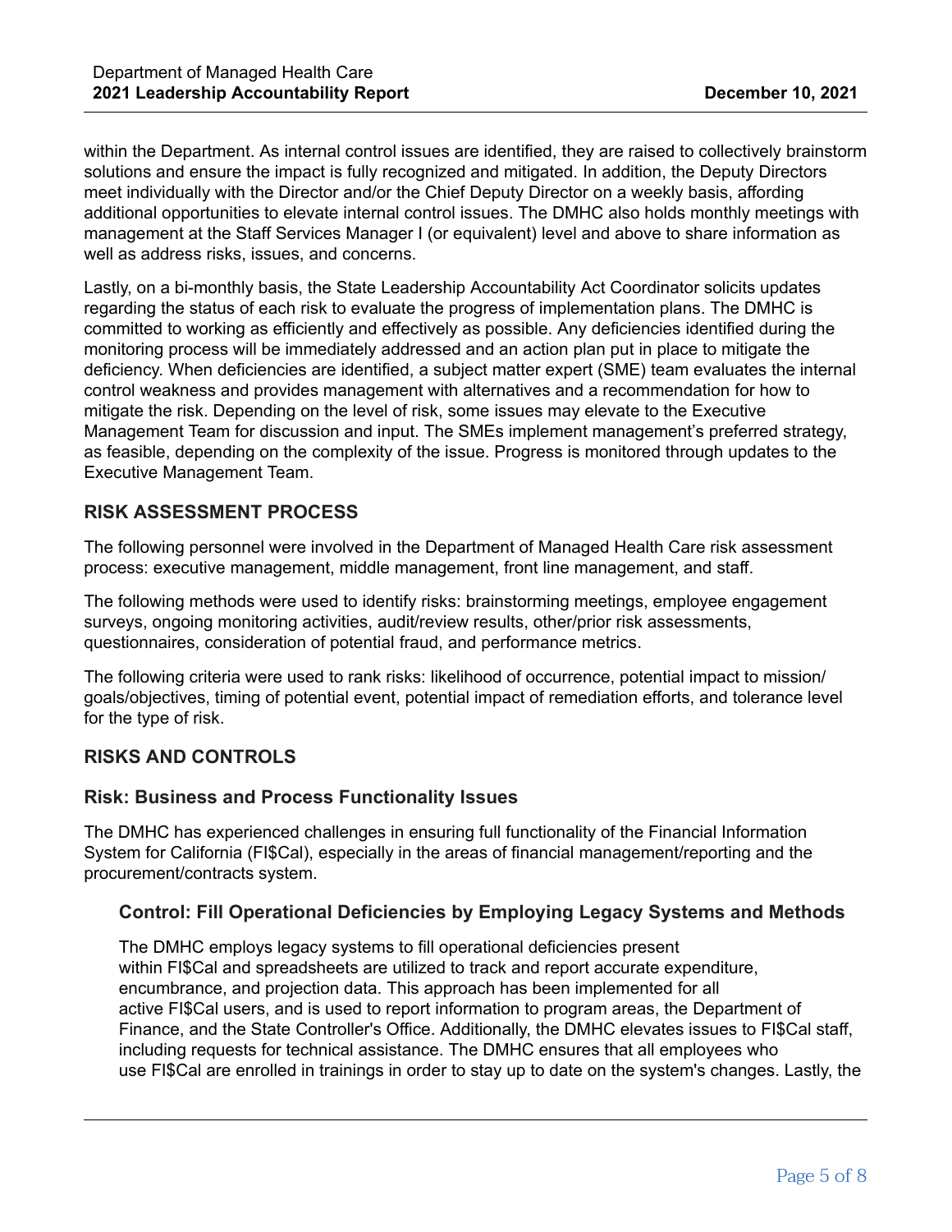within the Department. As internal control issues are identified, they are raised to collectively brainstorm solutions and ensure the impact is fully recognized and mitigated. In addition, the Deputy Directors meet individually with the Director and/or the Chief Deputy Director on a weekly basis, affording additional opportunities to elevate internal control issues. The DMHC also holds monthly meetings with management at the Staff Services Manager I (or equivalent) level and above to share information as well as address risks, issues, and concerns.

Lastly, on a bi-monthly basis, the State Leadership Accountability Act Coordinator solicits updates regarding the status of each risk to evaluate the progress of implementation plans. The DMHC is committed to working as efficiently and effectively as possible. Any deficiencies identified during the monitoring process will be immediately addressed and an action plan put in place to mitigate the deficiency. When deficiencies are identified, a subject matter expert (SME) team evaluates the internal control weakness and provides management with alternatives and a recommendation for how to mitigate the risk. Depending on the level of risk, some issues may elevate to the Executive Management Team for discussion and input. The SMEs implement management's preferred strategy, as feasible, depending on the complexity of the issue. Progress is monitored through updates to the Executive Management Team.

## RISK ASSESSMENT PROCESS

The following personnel were involved in the Department of Managed Health Care risk assessment process: executive management, middle management, front line management, and staff.

The following methods were used to identify risks: brainstorming meetings, employee engagement surveys, ongoing monitoring activities, audit/review results, other/prior risk assessments, questionnaires, consideration of potential fraud, and performance metrics.

The following criteria were used to rank risks: likelihood of occurrence, potential impact to mission/ goals/objectives, timing of potential event, potential impact of remediation efforts, and tolerance level for the type of risk.

## RISKS AND CONTROLS

### Risk: Business and Process Functionality Issues

The DMHC has experienced challenges in ensuring full functionality of the Financial Information System for California (FI$Cal), especially in the areas of financial management/reporting and the procurement/contracts system.

#### Control: Fill Operational Deficiencies by Employing Legacy Systems and Methods

The DMHC employs legacy systems to fill operational deficiencies present within FI$Cal and spreadsheets are utilized to track and report accurate expenditure, encumbrance, and projection data. This approach has been implemented for all active FI$Cal users, and is used to report information to program areas, the Department of Finance, and the State Controller's Office. Additionally, the DMHC elevates issues to FI$Cal staff, including requests for technical assistance. The DMHC ensures that all employees who use FI$Cal are enrolled in trainings in order to stay up to date on the system's changes. Lastly, the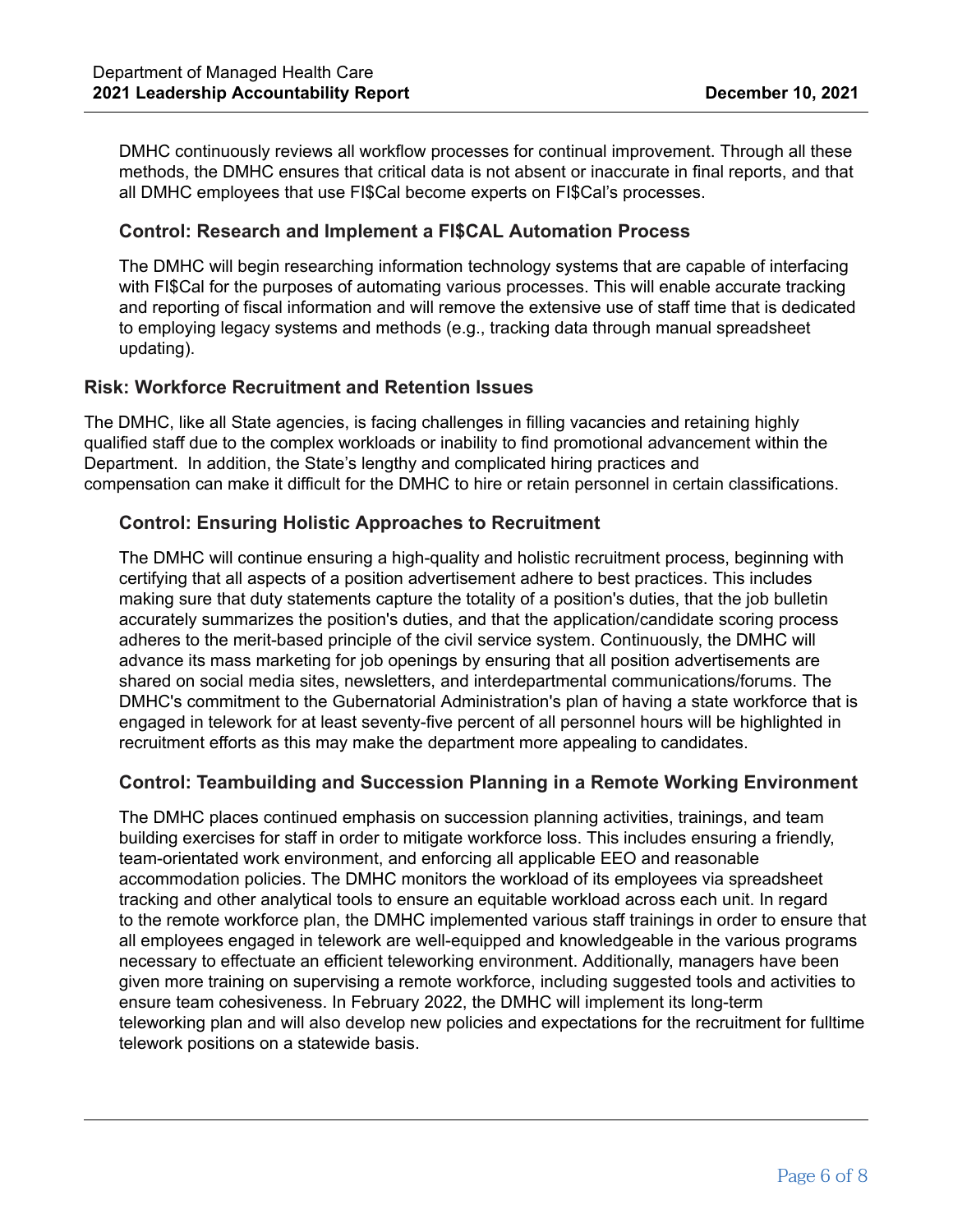DMHC continuously reviews all workflow processes for continual improvement. Through all these methods, the DMHC ensures that critical data is not absent or inaccurate in final reports, and that all DMHC employees that use FI$Cal become experts on FI$Cal's processes.

### Control: Research and Implement a FI$CAL Automation Process

The DMHC will begin researching information technology systems that are capable of interfacing with FI$Cal for the purposes of automating various processes. This will enable accurate tracking and reporting of fiscal information and will remove the extensive use of staff time that is dedicated to employing legacy systems and methods (e.g., tracking data through manual spreadsheet updating).

## Risk: Workforce Recruitment and Retention Issues

The DMHC, like all State agencies, is facing challenges in filling vacancies and retaining highly qualified staff due to the complex workloads or inability to find promotional advancement within the Department. In addition, the State's lengthy and complicated hiring practices and compensation can make it difficult for the DMHC to hire or retain personnel in certain classifications.

### Control: Ensuring Holistic Approaches to Recruitment

The DMHC will continue ensuring a high-quality and holistic recruitment process, beginning with certifying that all aspects of a position advertisement adhere to best practices. This includes making sure that duty statements capture the totality of a position's duties, that the job bulletin accurately summarizes the position's duties, and that the application/candidate scoring process adheres to the merit-based principle of the civil service system. Continuously, the DMHC will advance its mass marketing for job openings by ensuring that all position advertisements are shared on social media sites, newsletters, and interdepartmental communications/forums. The DMHC's commitment to the Gubernatorial Administration's plan of having a state workforce that is engaged in telework for at least seventy-five percent of all personnel hours will be highlighted in recruitment efforts as this may make the department more appealing to candidates.

### Control: Teambuilding and Succession Planning in a Remote Working Environment

The DMHC places continued emphasis on succession planning activities, trainings, and team building exercises for staff in order to mitigate workforce loss. This includes ensuring a friendly, team-orientated work environment, and enforcing all applicable EEO and reasonable accommodation policies. The DMHC monitors the workload of its employees via spreadsheet tracking and other analytical tools to ensure an equitable workload across each unit. In regard to the remote workforce plan, the DMHC implemented various staff trainings in order to ensure that all employees engaged in telework are well-equipped and knowledgeable in the various programs necessary to effectuate an efficient teleworking environment. Additionally, managers have been given more training on supervising a remote workforce, including suggested tools and activities to ensure team cohesiveness. In February 2022, the DMHC will implement its long-term teleworking plan and will also develop new policies and expectations for the recruitment for fulltime telework positions on a statewide basis.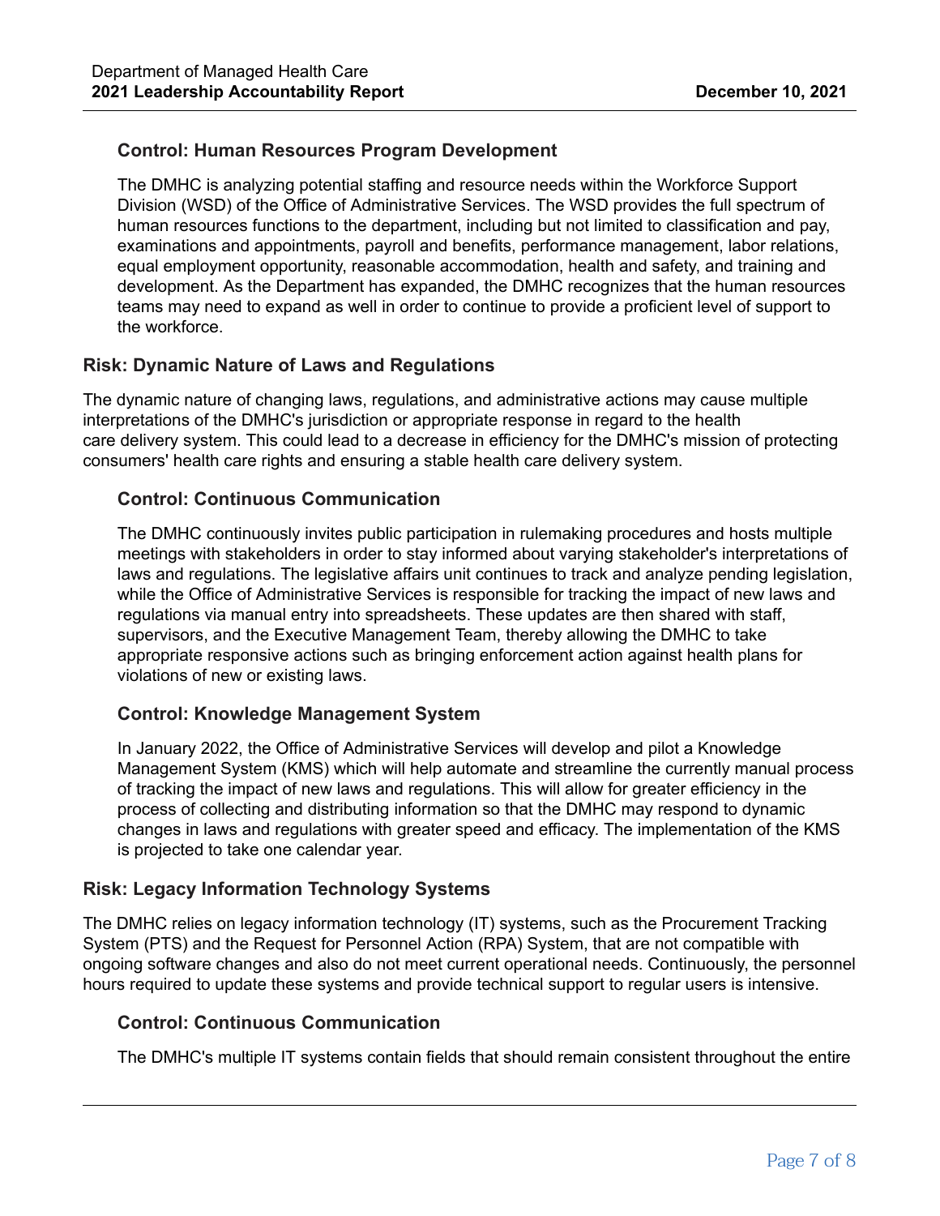### Control: Human Resources Program Development

The DMHC is analyzing potential staffing and resource needs within the Workforce Support Division (WSD) of the Office of Administrative Services. The WSD provides the full spectrum of human resources functions to the department, including but not limited to classification and pay, examinations and appointments, payroll and benefits, performance management, labor relations, equal employment opportunity, reasonable accommodation, health and safety, and training and development. As the Department has expanded, the DMHC recognizes that the human resources teams may need to expand as well in order to continue to provide a proficient level of support to the workforce.

## Risk: Dynamic Nature of Laws and Regulations

The dynamic nature of changing laws, regulations, and administrative actions may cause multiple interpretations of the DMHC's jurisdiction or appropriate response in regard to the health care delivery system. This could lead to a decrease in efficiency for the DMHC's mission of protecting consumers' health care rights and ensuring a stable health care delivery system.

### Control: Continuous Communication

The DMHC continuously invites public participation in rulemaking procedures and hosts multiple meetings with stakeholders in order to stay informed about varying stakeholder's interpretations of laws and regulations. The legislative affairs unit continues to track and analyze pending legislation, while the Office of Administrative Services is responsible for tracking the impact of new laws and regulations via manual entry into spreadsheets. These updates are then shared with staff, supervisors, and the Executive Management Team, thereby allowing the DMHC to take appropriate responsive actions such as bringing enforcement action against health plans for violations of new or existing laws.

### Control: Knowledge Management System

In January 2022, the Office of Administrative Services will develop and pilot a Knowledge Management System (KMS) which will help automate and streamline the currently manual process of tracking the impact of new laws and regulations. This will allow for greater efficiency in the process of collecting and distributing information so that the DMHC may respond to dynamic changes in laws and regulations with greater speed and efficacy. The implementation of the KMS is projected to take one calendar year.

## Risk: Legacy Information Technology Systems

The DMHC relies on legacy information technology (IT) systems, such as the Procurement Tracking System (PTS) and the Request for Personnel Action (RPA) System, that are not compatible with ongoing software changes and also do not meet current operational needs. Continuously, the personnel hours required to update these systems and provide technical support to regular users is intensive.

### Control: Continuous Communication

The DMHC's multiple IT systems contain fields that should remain consistent throughout the entire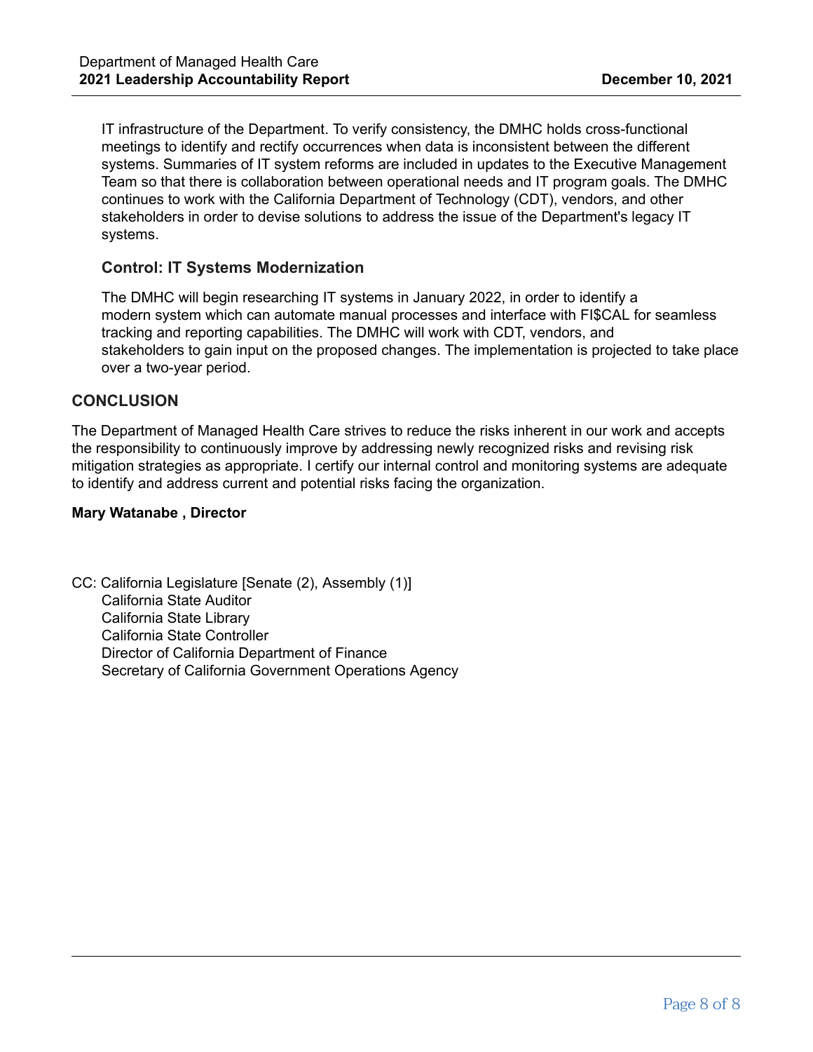IT infrastructure of the Department. To verify consistency, the DMHC holds cross-functional meetings to identify and rectify occurrences when data is inconsistent between the different systems. Summaries of IT system reforms are included in updates to the Executive Management Team so that there is collaboration between operational needs and IT program goals. The DMHC continues to work with the California Department of Technology (CDT), vendors, and other stakeholders in order to devise solutions to address the issue of the Department's legacy IT systems.

### Control: IT Systems Modernization

The DMHC will begin researching IT systems in January 2022, in order to identify a modern system which can automate manual processes and interface with FI$CAL for seamless tracking and reporting capabilities. The DMHC will work with CDT, vendors, and stakeholders to gain input on the proposed changes. The implementation is projected to take place over a two-year period.

## CONCLUSION

The Department of Managed Health Care strives to reduce the risks inherent in our work and accepts the responsibility to continuously improve by addressing newly recognized risks and revising risk mitigation strategies as appropriate. I certify our internal control and monitoring systems are adequate to identify and address current and potential risks facing the organization.

**Mary Watanabe , Director**

CC: California Legislature [Senate (2), Assembly (1)]
California State Auditor
California State Library
California State Controller
Director of California Department of Finance
Secretary of California Government Operations Agency